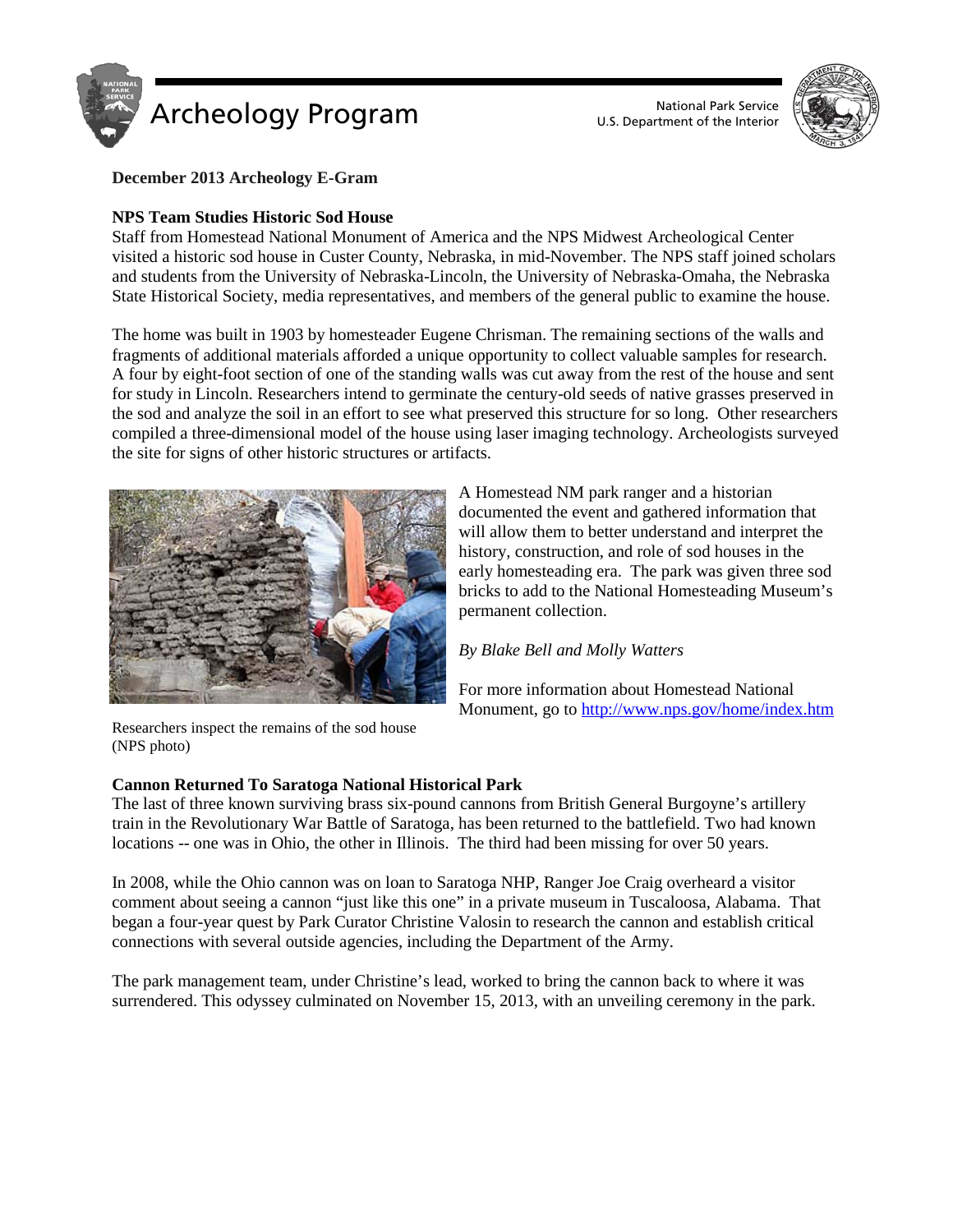# Archeology Program

National Park Service
U.S. Department of the Interior

**December 2013 Archeology E-Gram**

## NPS Team Studies Historic Sod House

Staff from Homestead National Monument of America and the NPS Midwest Archeological Center visited a historic sod house in Custer County, Nebraska, in mid-November. The NPS staff joined scholars and students from the University of Nebraska-Lincoln, the University of Nebraska-Omaha, the Nebraska State Historical Society, media representatives, and members of the general public to examine the house.

The home was built in 1903 by homesteader Eugene Chrisman. The remaining sections of the walls and fragments of additional materials afforded a unique opportunity to collect valuable samples for research. A four by eight-foot section of one of the standing walls was cut away from the rest of the house and sent for study in Lincoln. Researchers intend to germinate the century-old seeds of native grasses preserved in the sod and analyze the soil in an effort to see what preserved this structure for so long. Other researchers compiled a three-dimensional model of the house using laser imaging technology. Archeologists surveyed the site for signs of other historic structures or artifacts.

Researchers inspect the remains of the sod house (NPS photo)

A Homestead NM park ranger and a historian documented the event and gathered information that will allow them to better understand and interpret the history, construction, and role of sod houses in the early homesteading era. The park was given three sod bricks to add to the National Homesteading Museum's permanent collection.

*By Blake Bell and Molly Watters*

For more information about Homestead National Monument, go to http://www.nps.gov/home/index.htm

## Cannon Returned To Saratoga National Historical Park

The last of three known surviving brass six-pound cannons from British General Burgoyne's artillery train in the Revolutionary War Battle of Saratoga, has been returned to the battlefield. Two had known locations -- one was in Ohio, the other in Illinois. The third had been missing for over 50 years.

In 2008, while the Ohio cannon was on loan to Saratoga NHP, Ranger Joe Craig overheard a visitor comment about seeing a cannon "just like this one" in a private museum in Tuscaloosa, Alabama. That began a four-year quest by Park Curator Christine Valosin to research the cannon and establish critical connections with several outside agencies, including the Department of the Army.

The park management team, under Christine's lead, worked to bring the cannon back to where it was surrendered. This odyssey culminated on November 15, 2013, with an unveiling ceremony in the park.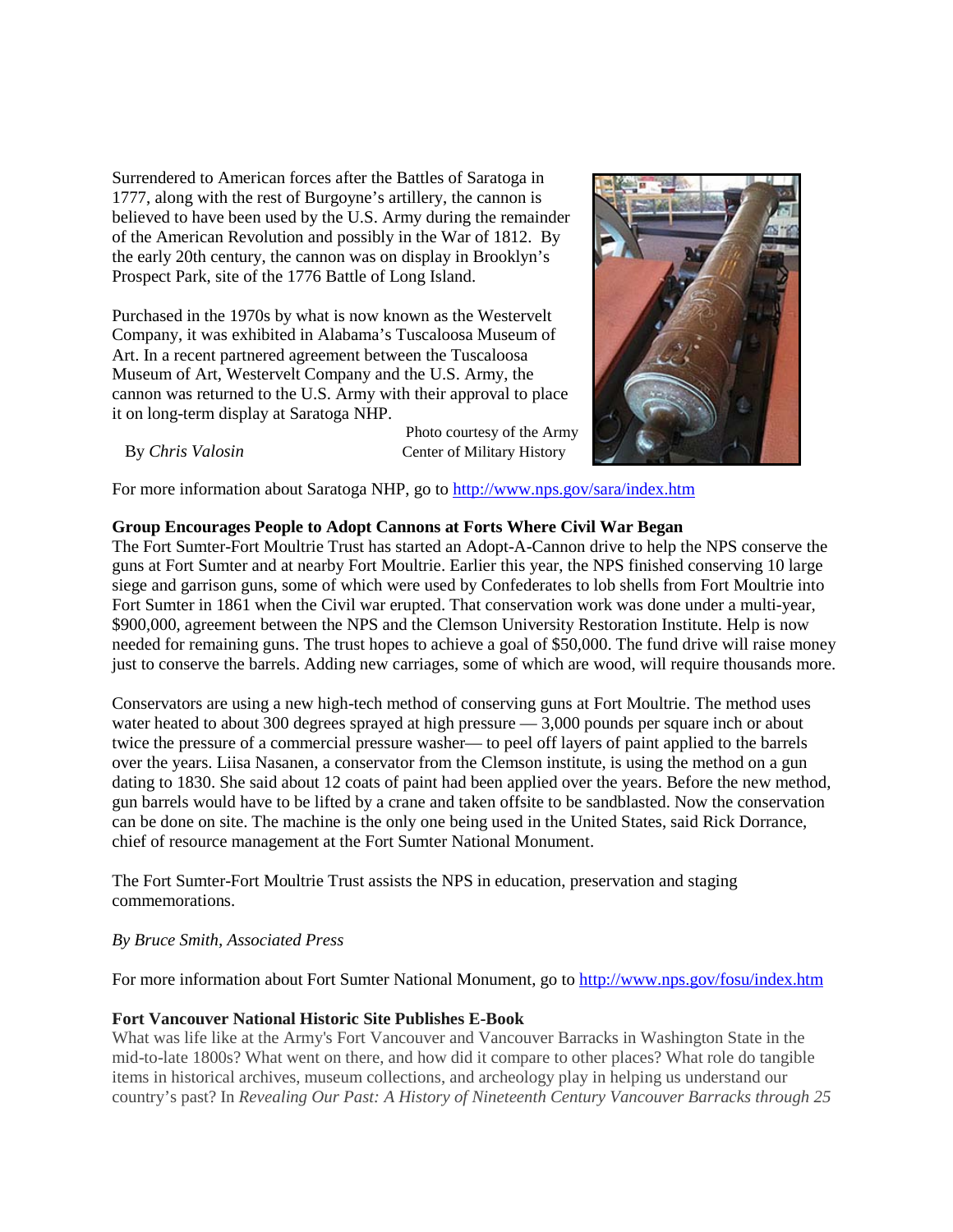Surrendered to American forces after the Battles of Saratoga in 1777, along with the rest of Burgoyne's artillery, the cannon is believed to have been used by the U.S. Army during the remainder of the American Revolution and possibly in the War of 1812. By the early 20th century, the cannon was on display in Brooklyn's Prospect Park, site of the 1776 Battle of Long Island.

Purchased in the 1970s by what is now known as the Westervelt Company, it was exhibited in Alabama's Tuscaloosa Museum of Art. In a recent partnered agreement between the Tuscaloosa Museum of Art, Westervelt Company and the U.S. Army, the cannon was returned to the U.S. Army with their approval to place it on long-term display at Saratoga NHP.

By *Chris Valosin*

Photo courtesy of the Army Center of Military History

For more information about Saratoga NHP, go to http://www.nps.gov/sara/index.htm

**Group Encourages People to Adopt Cannons at Forts Where Civil War Began**

The Fort Sumter-Fort Moultrie Trust has started an Adopt-A-Cannon drive to help the NPS conserve the guns at Fort Sumter and at nearby Fort Moultrie. Earlier this year, the NPS finished conserving 10 large siege and garrison guns, some of which were used by Confederates to lob shells from Fort Moultrie into Fort Sumter in 1861 when the Civil war erupted. That conservation work was done under a multi-year, $900,000, agreement between the NPS and the Clemson University Restoration Institute. Help is now needed for remaining guns. The trust hopes to achieve a goal of $50,000. The fund drive will raise money just to conserve the barrels. Adding new carriages, some of which are wood, will require thousands more.

Conservators are using a new high-tech method of conserving guns at Fort Moultrie. The method uses water heated to about 300 degrees sprayed at high pressure — 3,000 pounds per square inch or about twice the pressure of a commercial pressure washer— to peel off layers of paint applied to the barrels over the years. Liisa Nasanen, a conservator from the Clemson institute, is using the method on a gun dating to 1830. She said about 12 coats of paint had been applied over the years. Before the new method, gun barrels would have to be lifted by a crane and taken offsite to be sandblasted. Now the conservation can be done on site. The machine is the only one being used in the United States, said Rick Dorrance, chief of resource management at the Fort Sumter National Monument.

The Fort Sumter-Fort Moultrie Trust assists the NPS in education, preservation and staging commemorations.

*By Bruce Smith, Associated Press*

For more information about Fort Sumter National Monument, go to http://www.nps.gov/fosu/index.htm

**Fort Vancouver National Historic Site Publishes E-Book**

What was life like at the Army's Fort Vancouver and Vancouver Barracks in Washington State in the mid-to-late 1800s? What went on there, and how did it compare to other places? What role do tangible items in historical archives, museum collections, and archeology play in helping us understand our country's past? In *Revealing Our Past: A History of Nineteenth Century Vancouver Barracks through 25*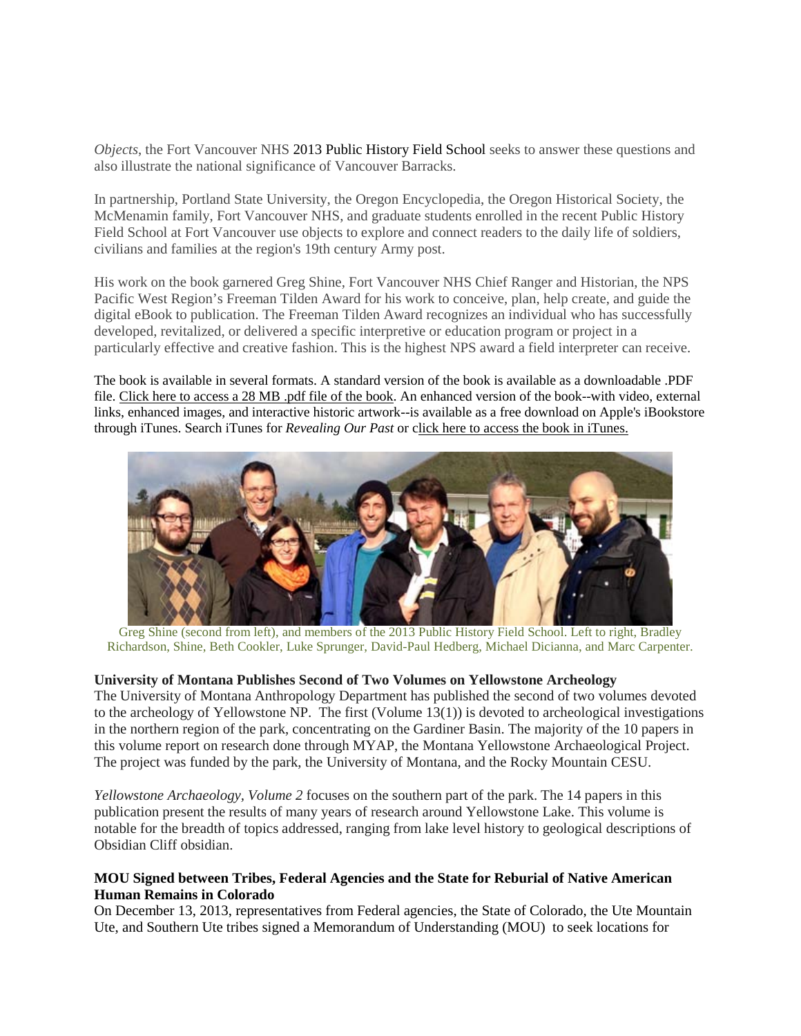*Objects*, the Fort Vancouver NHS 2013 Public History Field School seeks to answer these questions and also illustrate the national significance of Vancouver Barracks.

In partnership, Portland State University, the Oregon Encyclopedia, the Oregon Historical Society, the McMenamin family, Fort Vancouver NHS, and graduate students enrolled in the recent Public History Field School at Fort Vancouver use objects to explore and connect readers to the daily life of soldiers, civilians and families at the region's 19th century Army post.

His work on the book garnered Greg Shine, Fort Vancouver NHS Chief Ranger and Historian, the NPS Pacific West Region's Freeman Tilden Award for his work to conceive, plan, help create, and guide the digital eBook to publication. The Freeman Tilden Award recognizes an individual who has successfully developed, revitalized, or delivered a specific interpretive or education program or project in a particularly effective and creative fashion. This is the highest NPS award a field interpreter can receive.

The book is available in several formats. A standard version of the book is available as a downloadable .PDF file. Click here to access a 28 MB .pdf file of the book. An enhanced version of the book--with video, external links, enhanced images, and interactive historic artwork--is available as a free download on Apple's iBookstore through iTunes. Search iTunes for *Revealing Our Past* or click here to access the book in iTunes.

Greg Shine (second from left), and members of the 2013 Public History Field School. Left to right, Bradley Richardson, Shine, Beth Cookler, Luke Sprunger, David-Paul Hedberg, Michael Dicianna, and Marc Carpenter.

**University of Montana Publishes Second of Two Volumes on Yellowstone Archeology**

The University of Montana Anthropology Department has published the second of two volumes devoted to the archeology of Yellowstone NP. The first (Volume 13(1)) is devoted to archeological investigations in the northern region of the park, concentrating on the Gardiner Basin. The majority of the 10 papers in this volume report on research done through MYAP, the Montana Yellowstone Archaeological Project. The project was funded by the park, the University of Montana, and the Rocky Mountain CESU.

*Yellowstone Archaeology, Volume 2* focuses on the southern part of the park. The 14 papers in this publication present the results of many years of research around Yellowstone Lake. This volume is notable for the breadth of topics addressed, ranging from lake level history to geological descriptions of Obsidian Cliff obsidian.

**MOU Signed between Tribes, Federal Agencies and the State for Reburial of Native American Human Remains in Colorado**

On December 13, 2013, representatives from Federal agencies, the State of Colorado, the Ute Mountain Ute, and Southern Ute tribes signed a Memorandum of Understanding (MOU) to seek locations for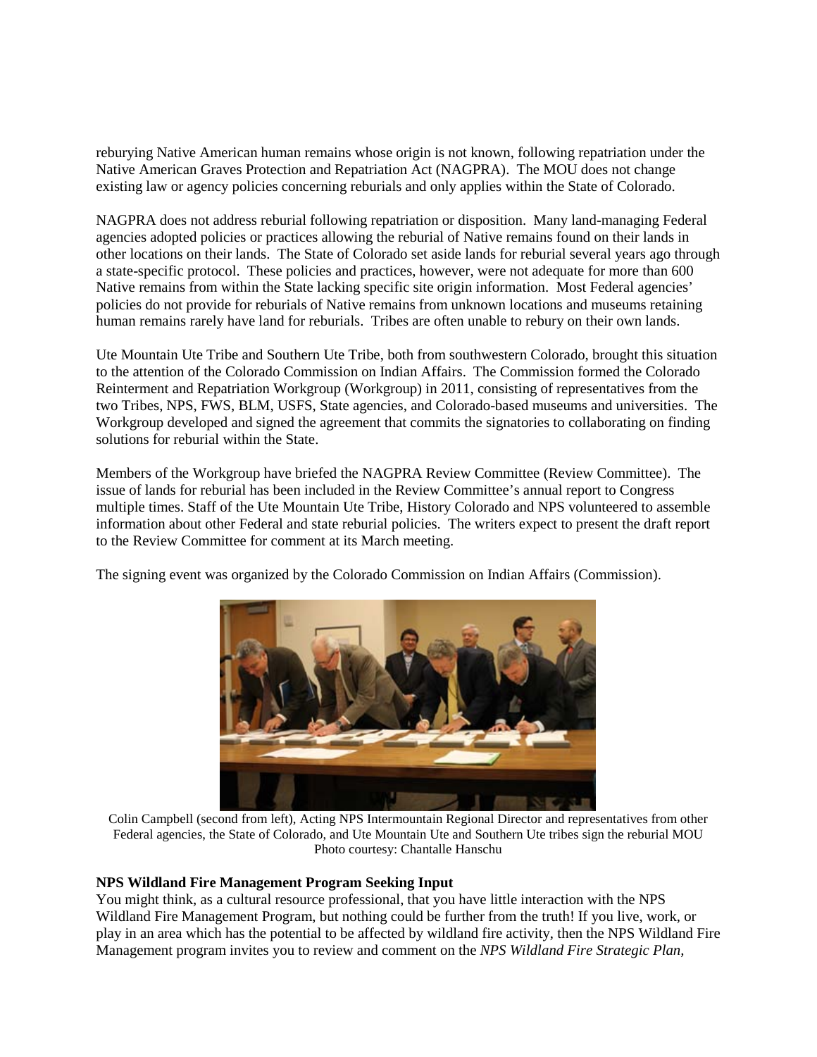reburying Native American human remains whose origin is not known, following repatriation under the Native American Graves Protection and Repatriation Act (NAGPRA). The MOU does not change existing law or agency policies concerning reburials and only applies within the State of Colorado.

NAGPRA does not address reburial following repatriation or disposition. Many land-managing Federal agencies adopted policies or practices allowing the reburial of Native remains found on their lands in other locations on their lands. The State of Colorado set aside lands for reburial several years ago through a state-specific protocol. These policies and practices, however, were not adequate for more than 600 Native remains from within the State lacking specific site origin information. Most Federal agencies' policies do not provide for reburials of Native remains from unknown locations and museums retaining human remains rarely have land for reburials. Tribes are often unable to rebury on their own lands.

Ute Mountain Ute Tribe and Southern Ute Tribe, both from southwestern Colorado, brought this situation to the attention of the Colorado Commission on Indian Affairs. The Commission formed the Colorado Reinterment and Repatriation Workgroup (Workgroup) in 2011, consisting of representatives from the two Tribes, NPS, FWS, BLM, USFS, State agencies, and Colorado-based museums and universities. The Workgroup developed and signed the agreement that commits the signatories to collaborating on finding solutions for reburial within the State.

Members of the Workgroup have briefed the NAGPRA Review Committee (Review Committee). The issue of lands for reburial has been included in the Review Committee's annual report to Congress multiple times. Staff of the Ute Mountain Ute Tribe, History Colorado and NPS volunteered to assemble information about other Federal and state reburial policies. The writers expect to present the draft report to the Review Committee for comment at its March meeting.

The signing event was organized by the Colorado Commission on Indian Affairs (Commission).

Colin Campbell (second from left), Acting NPS Intermountain Regional Director and representatives from other Federal agencies, the State of Colorado, and Ute Mountain Ute and Southern Ute tribes sign the reburial MOU
Photo courtesy: Chantalle Hanschu

**NPS Wildland Fire Management Program Seeking Input**

You might think, as a cultural resource professional, that you have little interaction with the NPS Wildland Fire Management Program, but nothing could be further from the truth! If you live, work, or play in an area which has the potential to be affected by wildland fire activity, then the NPS Wildland Fire Management program invites you to review and comment on the *NPS Wildland Fire Strategic Plan,*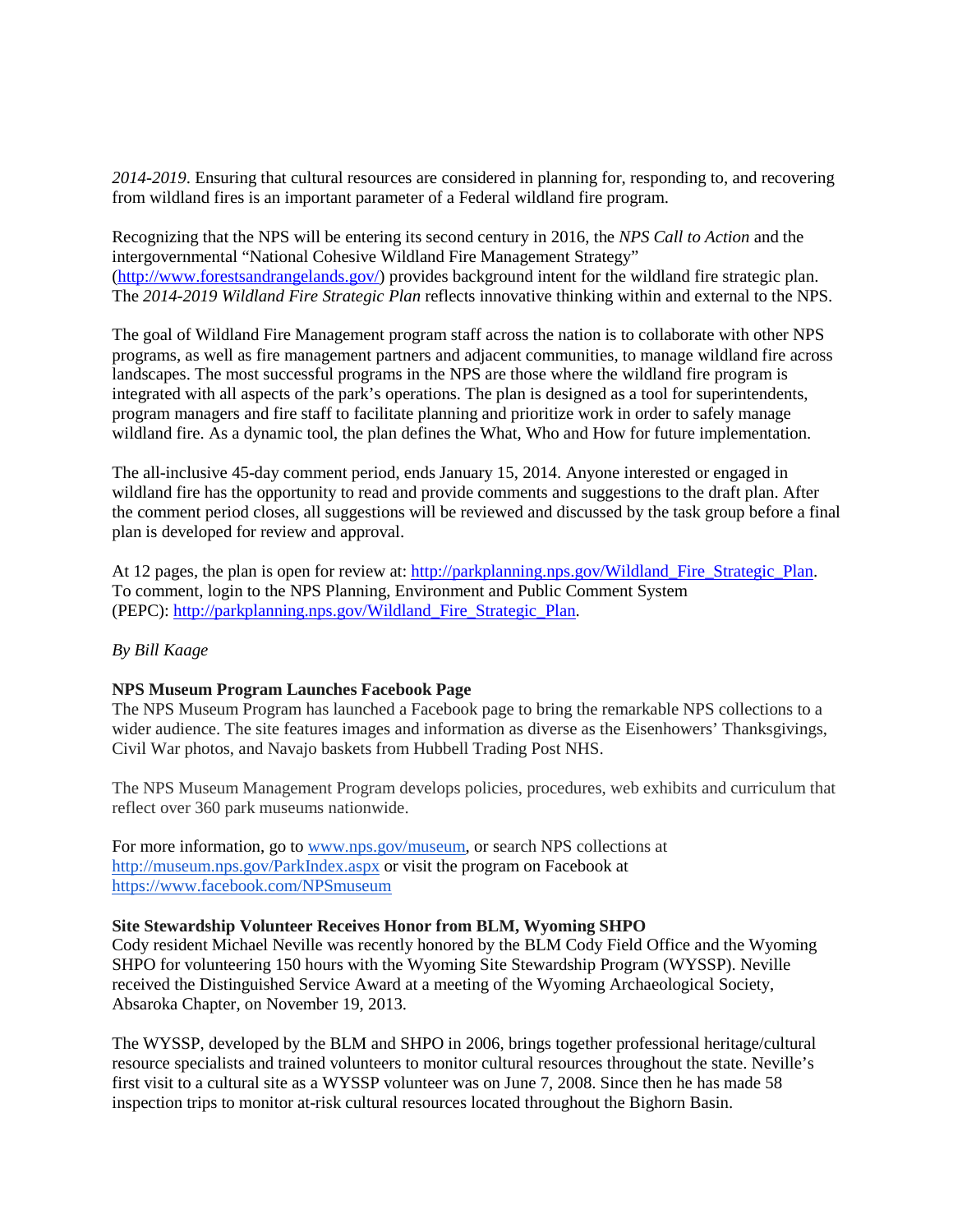*2014-2019*. Ensuring that cultural resources are considered in planning for, responding to, and recovering from wildland fires is an important parameter of a Federal wildland fire program.

Recognizing that the NPS will be entering its second century in 2016, the *NPS Call to Action* and the intergovernmental "National Cohesive Wildland Fire Management Strategy" (http://www.forestsandrangelands.gov/) provides background intent for the wildland fire strategic plan. The *2014-2019 Wildland Fire Strategic Plan* reflects innovative thinking within and external to the NPS.

The goal of Wildland Fire Management program staff across the nation is to collaborate with other NPS programs, as well as fire management partners and adjacent communities, to manage wildland fire across landscapes. The most successful programs in the NPS are those where the wildland fire program is integrated with all aspects of the park's operations. The plan is designed as a tool for superintendents, program managers and fire staff to facilitate planning and prioritize work in order to safely manage wildland fire. As a dynamic tool, the plan defines the What, Who and How for future implementation.

The all-inclusive 45-day comment period, ends January 15, 2014. Anyone interested or engaged in wildland fire has the opportunity to read and provide comments and suggestions to the draft plan. After the comment period closes, all suggestions will be reviewed and discussed by the task group before a final plan is developed for review and approval.

At 12 pages, the plan is open for review at: http://parkplanning.nps.gov/Wildland_Fire_Strategic_Plan. To comment, login to the NPS Planning, Environment and Public Comment System (PEPC): http://parkplanning.nps.gov/Wildland_Fire_Strategic_Plan.

*By Bill Kaage*

**NPS Museum Program Launches Facebook Page**

The NPS Museum Program has launched a Facebook page to bring the remarkable NPS collections to a wider audience. The site features images and information as diverse as the Eisenhowers' Thanksgivings, Civil War photos, and Navajo baskets from Hubbell Trading Post NHS.

The NPS Museum Management Program develops policies, procedures, web exhibits and curriculum that reflect over 360 park museums nationwide.

For more information, go to www.nps.gov/museum, or search NPS collections at http://museum.nps.gov/ParkIndex.aspx or visit the program on Facebook at https://www.facebook.com/NPSmuseum

**Site Stewardship Volunteer Receives Honor from BLM, Wyoming SHPO**

Cody resident Michael Neville was recently honored by the BLM Cody Field Office and the Wyoming SHPO for volunteering 150 hours with the Wyoming Site Stewardship Program (WYSSP). Neville received the Distinguished Service Award at a meeting of the Wyoming Archaeological Society, Absaroka Chapter, on November 19, 2013.

The WYSSP, developed by the BLM and SHPO in 2006, brings together professional heritage/cultural resource specialists and trained volunteers to monitor cultural resources throughout the state. Neville's first visit to a cultural site as a WYSSP volunteer was on June 7, 2008. Since then he has made 58 inspection trips to monitor at-risk cultural resources located throughout the Bighorn Basin.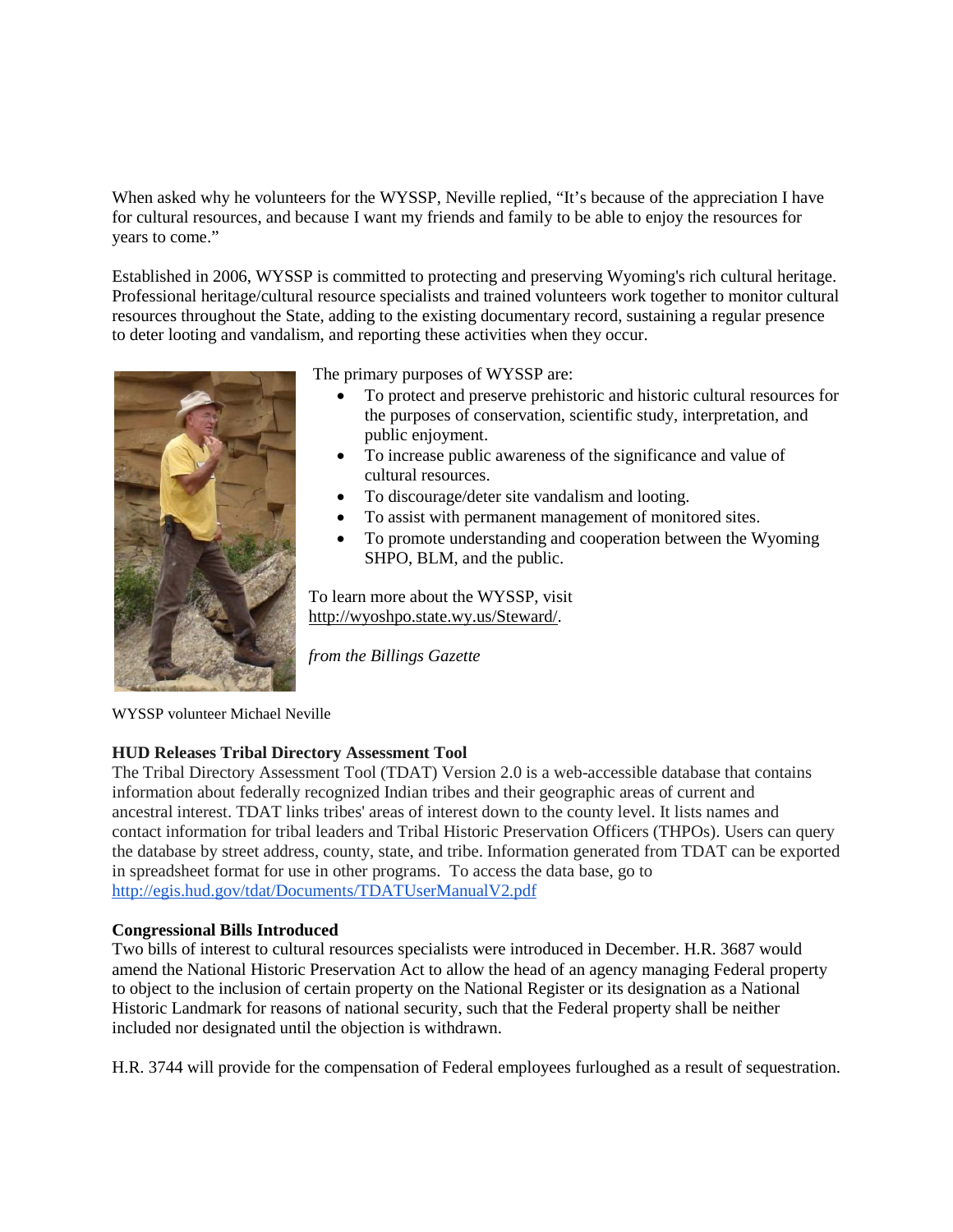When asked why he volunteers for the WYSSP, Neville replied, "It's because of the appreciation I have for cultural resources, and because I want my friends and family to be able to enjoy the resources for years to come."

Established in 2006, WYSSP is committed to protecting and preserving Wyoming's rich cultural heritage. Professional heritage/cultural resource specialists and trained volunteers work together to monitor cultural resources throughout the State, adding to the existing documentary record, sustaining a regular presence to deter looting and vandalism, and reporting these activities when they occur.

The primary purposes of WYSSP are:

- To protect and preserve prehistoric and historic cultural resources for the purposes of conservation, scientific study, interpretation, and public enjoyment.
- To increase public awareness of the significance and value of cultural resources.
- To discourage/deter site vandalism and looting.
- To assist with permanent management of monitored sites.
- To promote understanding and cooperation between the Wyoming SHPO, BLM, and the public.

To learn more about the WYSSP, visit http://wyoshpo.state.wy.us/Steward/.

*from the Billings Gazette*

WYSSP volunteer Michael Neville

**HUD Releases Tribal Directory Assessment Tool**

The Tribal Directory Assessment Tool (TDAT) Version 2.0 is a web-accessible database that contains information about federally recognized Indian tribes and their geographic areas of current and ancestral interest. TDAT links tribes' areas of interest down to the county level. It lists names and contact information for tribal leaders and Tribal Historic Preservation Officers (THPOs). Users can query the database by street address, county, state, and tribe. Information generated from TDAT can be exported in spreadsheet format for use in other programs. To access the data base, go to http://egis.hud.gov/tdat/Documents/TDATUserManualV2.pdf

**Congressional Bills Introduced**

Two bills of interest to cultural resources specialists were introduced in December. H.R. 3687 would amend the National Historic Preservation Act to allow the head of an agency managing Federal property to object to the inclusion of certain property on the National Register or its designation as a National Historic Landmark for reasons of national security, such that the Federal property shall be neither included nor designated until the objection is withdrawn.

H.R. 3744 will provide for the compensation of Federal employees furloughed as a result of sequestration.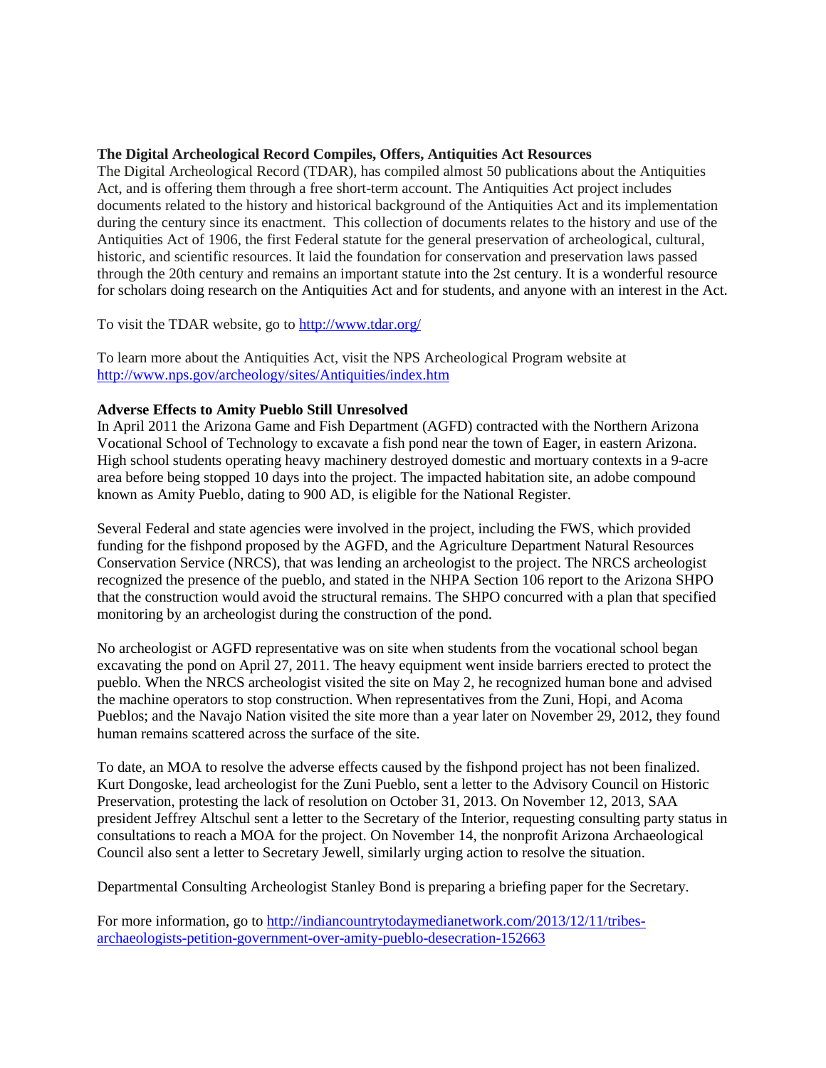**The Digital Archeological Record Compiles, Offers, Antiquities Act Resources**

The Digital Archeological Record (TDAR), has compiled almost 50 publications about the Antiquities Act, and is offering them through a free short-term account. The Antiquities Act project includes documents related to the history and historical background of the Antiquities Act and its implementation during the century since its enactment. This collection of documents relates to the history and use of the Antiquities Act of 1906, the first Federal statute for the general preservation of archeological, cultural, historic, and scientific resources. It laid the foundation for conservation and preservation laws passed through the 20th century and remains an important statute into the 2st century. It is a wonderful resource for scholars doing research on the Antiquities Act and for students, and anyone with an interest in the Act.

To visit the TDAR website, go to [http://www.tdar.org/](http://www.tdar.org/)

To learn more about the Antiquities Act, visit the NPS Archeological Program website at [http://www.nps.gov/archeology/sites/Antiquities/index.htm](http://www.nps.gov/archeology/sites/Antiquities/index.htm)

**Adverse Effects to Amity Pueblo Still Unresolved**

In April 2011 the Arizona Game and Fish Department (AGFD) contracted with the Northern Arizona Vocational School of Technology to excavate a fish pond near the town of Eager, in eastern Arizona. High school students operating heavy machinery destroyed domestic and mortuary contexts in a 9-acre area before being stopped 10 days into the project. The impacted habitation site, an adobe compound known as Amity Pueblo, dating to 900 AD, is eligible for the National Register.

Several Federal and state agencies were involved in the project, including the FWS, which provided funding for the fishpond proposed by the AGFD, and the Agriculture Department Natural Resources Conservation Service (NRCS), that was lending an archeologist to the project. The NRCS archeologist recognized the presence of the pueblo, and stated in the NHPA Section 106 report to the Arizona SHPO that the construction would avoid the structural remains. The SHPO concurred with a plan that specified monitoring by an archeologist during the construction of the pond.

No archeologist or AGFD representative was on site when students from the vocational school began excavating the pond on April 27, 2011. The heavy equipment went inside barriers erected to protect the pueblo. When the NRCS archeologist visited the site on May 2, he recognized human bone and advised the machine operators to stop construction. When representatives from the Zuni, Hopi, and Acoma Pueblos; and the Navajo Nation visited the site more than a year later on November 29, 2012, they found human remains scattered across the surface of the site.

To date, an MOA to resolve the adverse effects caused by the fishpond project has not been finalized. Kurt Dongoske, lead archeologist for the Zuni Pueblo, sent a letter to the Advisory Council on Historic Preservation, protesting the lack of resolution on October 31, 2013. On November 12, 2013, SAA president Jeffrey Altschul sent a letter to the Secretary of the Interior, requesting consulting party status in consultations to reach a MOA for the project. On November 14, the nonprofit Arizona Archaeological Council also sent a letter to Secretary Jewell, similarly urging action to resolve the situation.

Departmental Consulting Archeologist Stanley Bond is preparing a briefing paper for the Secretary.

For more information, go to [http://indiancountrytodaymedianetwork.com/2013/12/11/tribes-archaeologists-petition-government-over-amity-pueblo-desecration-152663](http://indiancountrytodaymedianetwork.com/2013/12/11/tribes-archaeologists-petition-government-over-amity-pueblo-desecration-152663)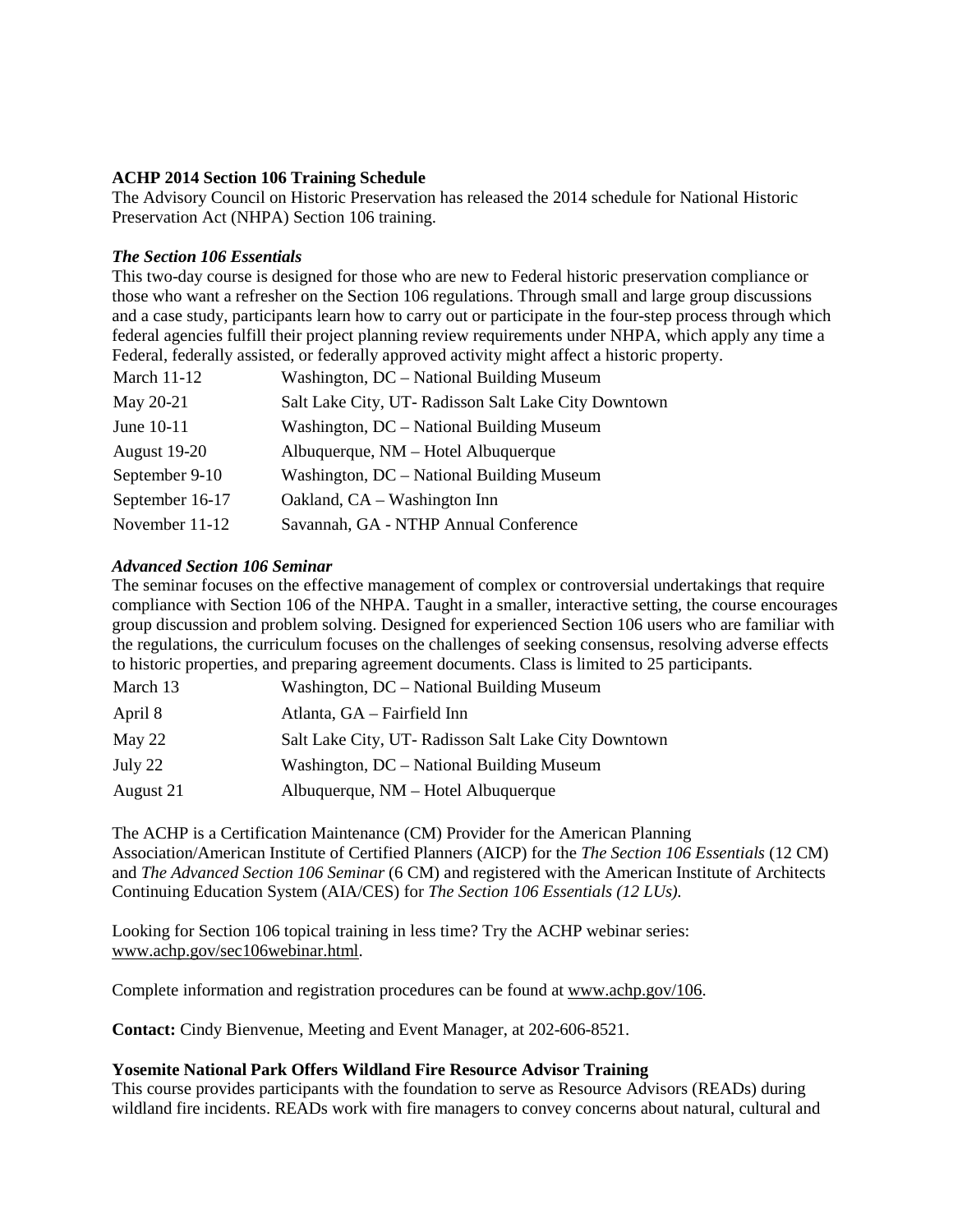**ACHP 2014 Section 106 Training Schedule**

The Advisory Council on Historic Preservation has released the 2014 schedule for National Historic Preservation Act (NHPA) Section 106 training.

***The Section 106 Essentials***

This two-day course is designed for those who are new to Federal historic preservation compliance or those who want a refresher on the Section 106 regulations. Through small and large group discussions and a case study, participants learn how to carry out or participate in the four-step process through which federal agencies fulfill their project planning review requirements under NHPA, which apply any time a Federal, federally assisted, or federally approved activity might affect a historic property.

| | |
|---|---|
| March 11-12 | Washington, DC – National Building Museum |
| May 20-21 | Salt Lake City, UT- Radisson Salt Lake City Downtown |
| June 10-11 | Washington, DC – National Building Museum |
| August 19-20 | Albuquerque, NM – Hotel Albuquerque |
| September 9-10 | Washington, DC – National Building Museum |
| September 16-17 | Oakland, CA – Washington Inn |
| November 11-12 | Savannah, GA - NTHP Annual Conference |

***Advanced Section 106 Seminar***

The seminar focuses on the effective management of complex or controversial undertakings that require compliance with Section 106 of the NHPA. Taught in a smaller, interactive setting, the course encourages group discussion and problem solving. Designed for experienced Section 106 users who are familiar with the regulations, the curriculum focuses on the challenges of seeking consensus, resolving adverse effects to historic properties, and preparing agreement documents. Class is limited to 25 participants.

| | |
|---|---|
| March 13 | Washington, DC – National Building Museum |
| April 8 | Atlanta, GA – Fairfield Inn |
| May 22 | Salt Lake City, UT- Radisson Salt Lake City Downtown |
| July 22 | Washington, DC – National Building Museum |
| August 21 | Albuquerque, NM – Hotel Albuquerque |

The ACHP is a Certification Maintenance (CM) Provider for the American Planning Association/American Institute of Certified Planners (AICP) for the *The Section 106 Essentials* (12 CM) and *The Advanced Section 106 Seminar* (6 CM) and registered with the American Institute of Architects Continuing Education System (AIA/CES) for *The Section 106 Essentials (12 LUs).*

Looking for Section 106 topical training in less time? Try the ACHP webinar series: www.achp.gov/sec106webinar.html.

Complete information and registration procedures can be found at www.achp.gov/106.

**Contact:** Cindy Bienvenue, Meeting and Event Manager, at 202-606-8521.

**Yosemite National Park Offers Wildland Fire Resource Advisor Training**

This course provides participants with the foundation to serve as Resource Advisors (READs) during wildland fire incidents. READs work with fire managers to convey concerns about natural, cultural and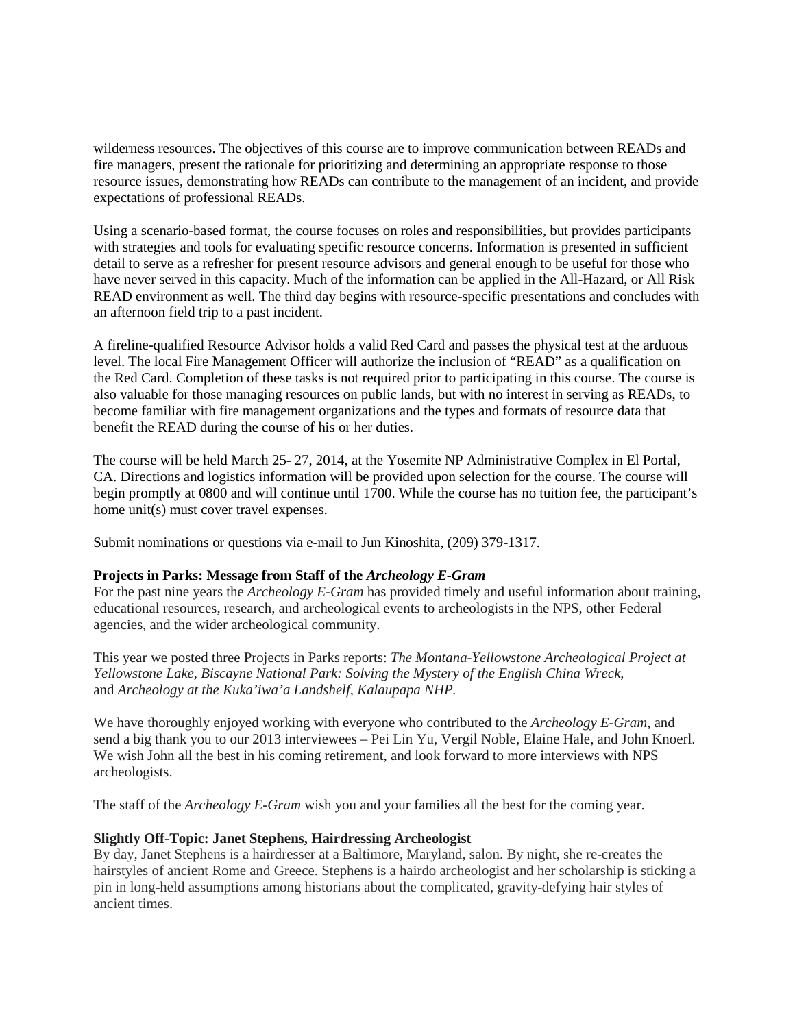wilderness resources. The objectives of this course are to improve communication between READs and fire managers, present the rationale for prioritizing and determining an appropriate response to those resource issues, demonstrating how READs can contribute to the management of an incident, and provide expectations of professional READs.

Using a scenario-based format, the course focuses on roles and responsibilities, but provides participants with strategies and tools for evaluating specific resource concerns. Information is presented in sufficient detail to serve as a refresher for present resource advisors and general enough to be useful for those who have never served in this capacity. Much of the information can be applied in the All-Hazard, or All Risk READ environment as well. The third day begins with resource-specific presentations and concludes with an afternoon field trip to a past incident.

A fireline-qualified Resource Advisor holds a valid Red Card and passes the physical test at the arduous level. The local Fire Management Officer will authorize the inclusion of "READ" as a qualification on the Red Card. Completion of these tasks is not required prior to participating in this course. The course is also valuable for those managing resources on public lands, but with no interest in serving as READs, to become familiar with fire management organizations and the types and formats of resource data that benefit the READ during the course of his or her duties.

The course will be held March 25- 27, 2014, at the Yosemite NP Administrative Complex in El Portal, CA. Directions and logistics information will be provided upon selection for the course. The course will begin promptly at 0800 and will continue until 1700. While the course has no tuition fee, the participant's home unit(s) must cover travel expenses.

Submit nominations or questions via e-mail to Jun Kinoshita, (209) 379-1317.

**Projects in Parks: Message from Staff of the *Archeology E-Gram***

For the past nine years the *Archeology E-Gram* has provided timely and useful information about training, educational resources, research, and archeological events to archeologists in the NPS, other Federal agencies, and the wider archeological community.

This year we posted three Projects in Parks reports: *The Montana-Yellowstone Archeological Project at Yellowstone Lake, Biscayne National Park: Solving the Mystery of the English China Wreck,* and *Archeology at the Kuka'iwa'a Landshelf, Kalaupapa NHP.*

We have thoroughly enjoyed working with everyone who contributed to the *Archeology E-Gram*, and send a big thank you to our 2013 interviewees – Pei Lin Yu, Vergil Noble, Elaine Hale, and John Knoerl. We wish John all the best in his coming retirement, and look forward to more interviews with NPS archeologists.

The staff of the *Archeology E-Gram* wish you and your families all the best for the coming year.

**Slightly Off-Topic: Janet Stephens, Hairdressing Archeologist**

By day, Janet Stephens is a hairdresser at a Baltimore, Maryland, salon. By night, she re-creates the hairstyles of ancient Rome and Greece. Stephens is a hairdo archeologist and her scholarship is sticking a pin in long-held assumptions among historians about the complicated, gravity-defying hair styles of ancient times.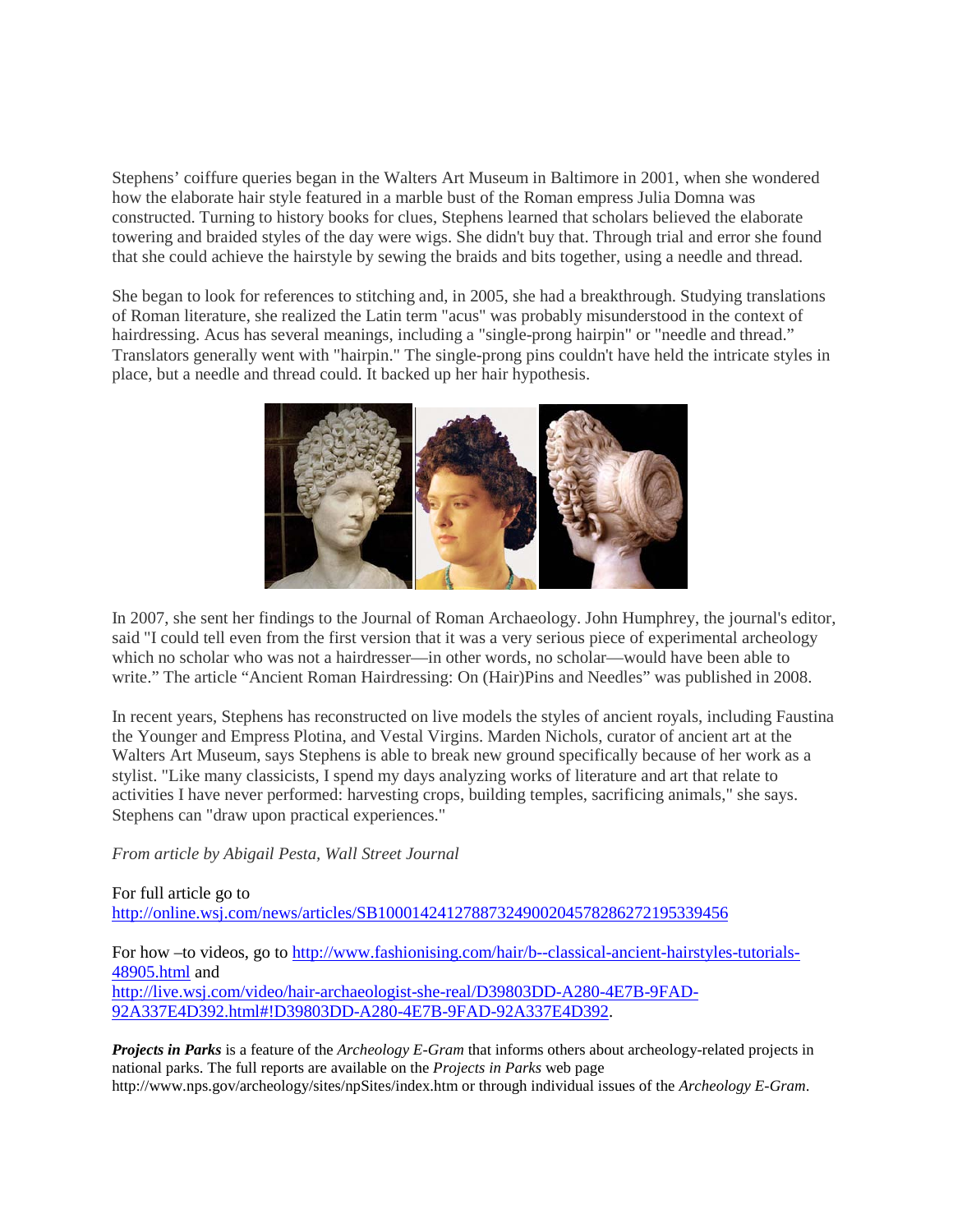Stephens' coiffure queries began in the Walters Art Museum in Baltimore in 2001, when she wondered how the elaborate hair style featured in a marble bust of the Roman empress Julia Domna was constructed. Turning to history books for clues, Stephens learned that scholars believed the elaborate towering and braided styles of the day were wigs. She didn't buy that. Through trial and error she found that she could achieve the hairstyle by sewing the braids and bits together, using a needle and thread.

She began to look for references to stitching and, in 2005, she had a breakthrough. Studying translations of Roman literature, she realized the Latin term "acus" was probably misunderstood in the context of hairdressing. Acus has several meanings, including a "single-prong hairpin" or "needle and thread." Translators generally went with "hairpin." The single-prong pins couldn't have held the intricate styles in place, but a needle and thread could. It backed up her hair hypothesis.

In 2007, she sent her findings to the Journal of Roman Archaeology. John Humphrey, the journal's editor, said "I could tell even from the first version that it was a very serious piece of experimental archeology which no scholar who was not a hairdresser—in other words, no scholar—would have been able to write." The article "Ancient Roman Hairdressing: On (Hair)Pins and Needles" was published in 2008.

In recent years, Stephens has reconstructed on live models the styles of ancient royals, including Faustina the Younger and Empress Plotina, and Vestal Virgins. Marden Nichols, curator of ancient art at the Walters Art Museum, says Stephens is able to break new ground specifically because of her work as a stylist. "Like many classicists, I spend my days analyzing works of literature and art that relate to activities I have never performed: harvesting crops, building temples, sacrificing animals," she says. Stephens can "draw upon practical experiences."

*From article by Abigail Pesta, Wall Street Journal*

For full article go to http://online.wsj.com/news/articles/SB10001424127887324900204578286272195339456

For how –to videos, go to http://www.fashionising.com/hair/b--classical-ancient-hairstyles-tutorials-48905.html and http://live.wsj.com/video/hair-archaeologist-she-real/D39803DD-A280-4E7B-9FAD-92A337E4D392.html#!D39803DD-A280-4E7B-9FAD-92A337E4D392.

***Projects in Parks*** is a feature of the *Archeology E-Gram* that informs others about archeology-related projects in national parks. The full reports are available on the *Projects in Parks* web page http://www.nps.gov/archeology/sites/npSites/index.htm or through individual issues of the *Archeology E-Gram*.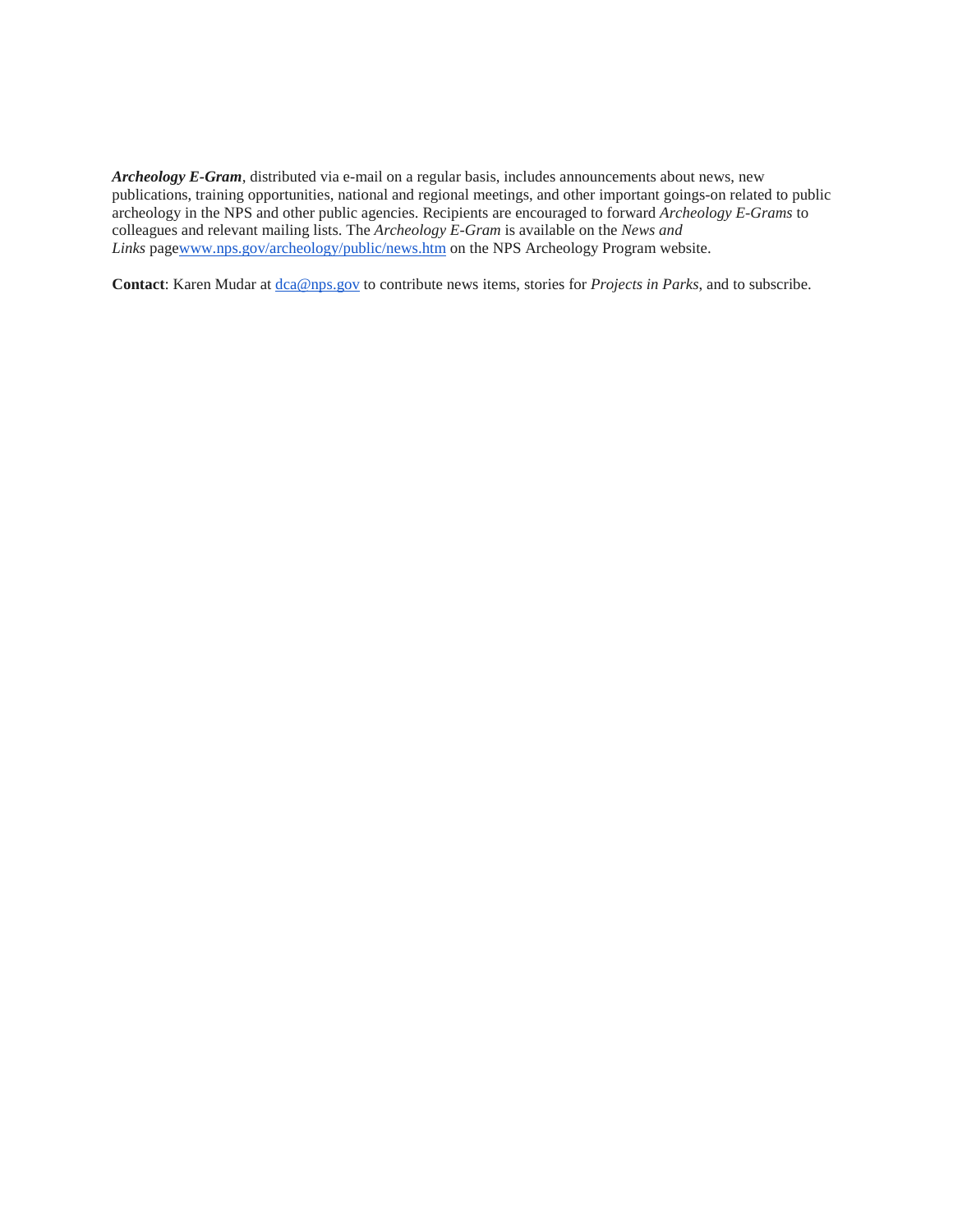***Archeology E-Gram***, distributed via e-mail on a regular basis, includes announcements about news, new publications, training opportunities, national and regional meetings, and other important goings-on related to public archeology in the NPS and other public agencies. Recipients are encouraged to forward *Archeology E-Grams* to colleagues and relevant mailing lists. The *Archeology E-Gram* is available on the *News and Links* page[www.nps.gov/archeology/public/news.htm](http://www.nps.gov/archeology/public/news.htm) on the NPS Archeology Program website.

**Contact**: Karen Mudar at [dca@nps.gov](mailto:dca@nps.gov) to contribute news items, stories for *Projects in Parks*, and to subscribe.